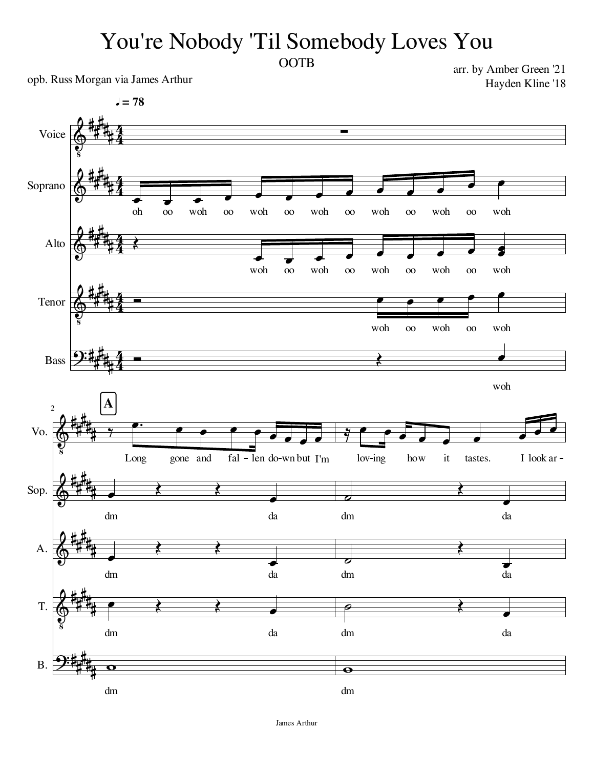# You're Nobody 'Til Somebody Loves You

OOTB

opb. Russ Morgan via James Arthur

arr. by Amber Green '21
Hayden Kline '18

♩ = 78

Voice

Soprano: oh oo woh oo woh oo woh oo woh oo woh oo woh

Alto: woh oo woh oo woh oo woh oo woh

Tenor: woh oo woh oo woh

Bass: woh

**A**

Vo.: Long gone and fal - len do-wn but I'm lov-ing how it tastes. I look ar -

Sop.: dm da dm da

A.: dm da dm da

T.: dm da dm da

B.: dm dm

James Arthur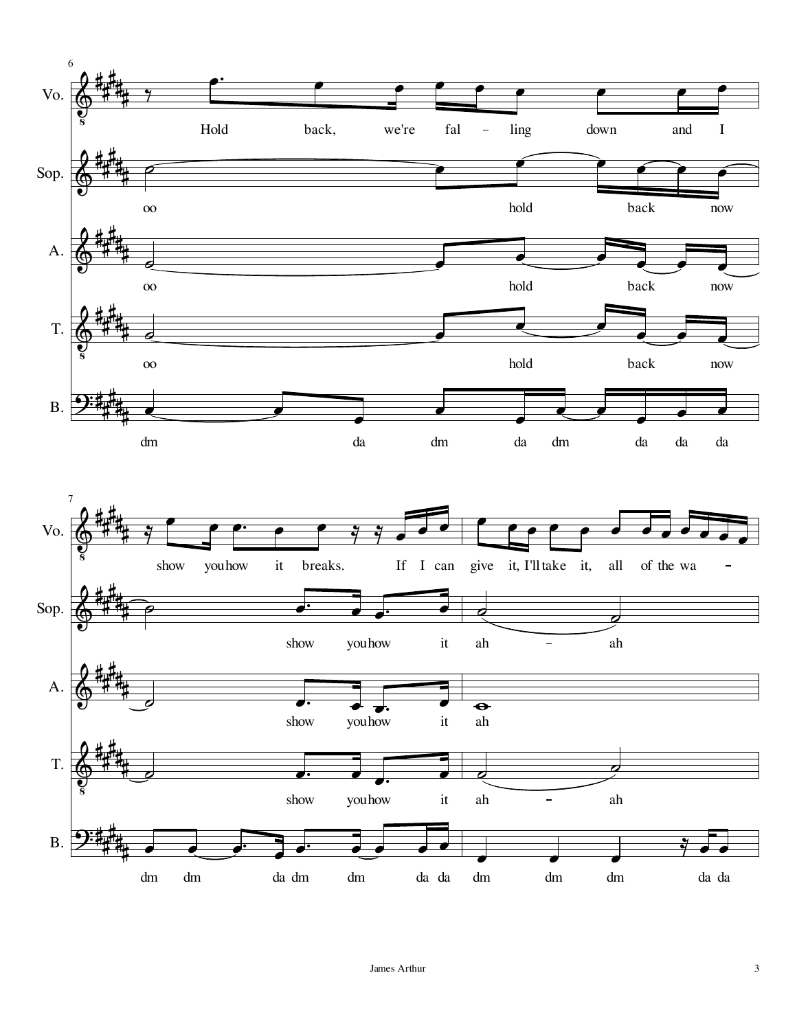**Measures 6–8**

**Vo.:** Hold back, we're fal - ling down and I show you how it breaks. If I can give it, I'll take it, all of the wa -

**Sop.:** oo hold back now show you how it ah - ah

**A.:** oo hold back now show you how it ah

**T.:** oo hold back now show you how it ah - ah

**B.:** dm da dm da dm da da da dm dm da dm dm da da dm dm dm da da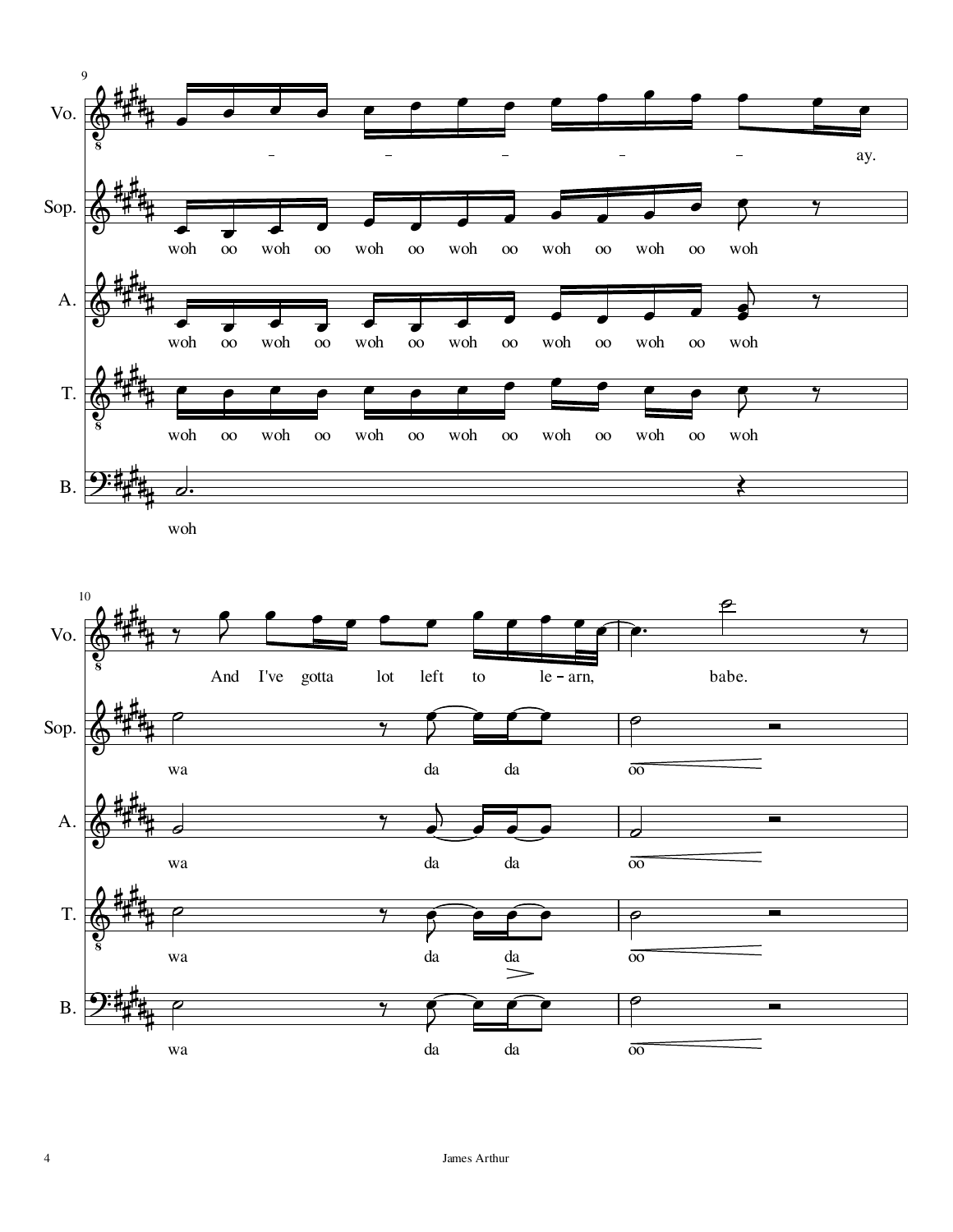**9**

**Vo.** – – – – – ay.

**Sop.** woh oo woh oo woh oo woh oo woh oo woh oo woh

**A.** woh oo woh oo woh oo woh oo woh oo woh oo woh

**T.** woh oo woh oo woh oo woh oo woh oo woh oo woh

**B.** woh

**10**

**Vo.** And I've gotta lot left to le – arn, babe.

**Sop.** wa da da oo

**A.** wa da da oo

**T.** wa da da oo

**B.** wa da da oo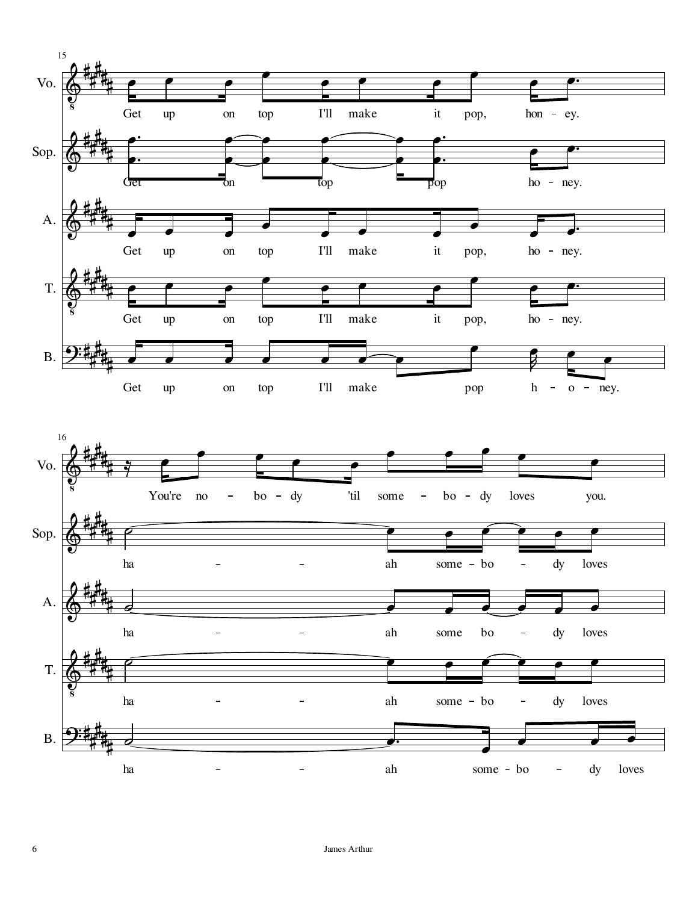**15**

Vo.: Get up on top I'll make it pop, hon - ey.

Sop.: Get on top pop ho - ney.

A.: Get up on top I'll make it pop, ho - ney.

T.: Get up on top I'll make it pop, ho - ney.

B.: Get up on top I'll make pop h - o - ney.

**16**

Vo.: You're no - bo - dy 'til some - bo - dy loves you.

Sop.: ha - - ah some - bo - dy loves

A.: ha - - ah some bo - dy loves

T.: ha - - ah some - bo - dy loves

B.: ha - - ah some - bo - dy loves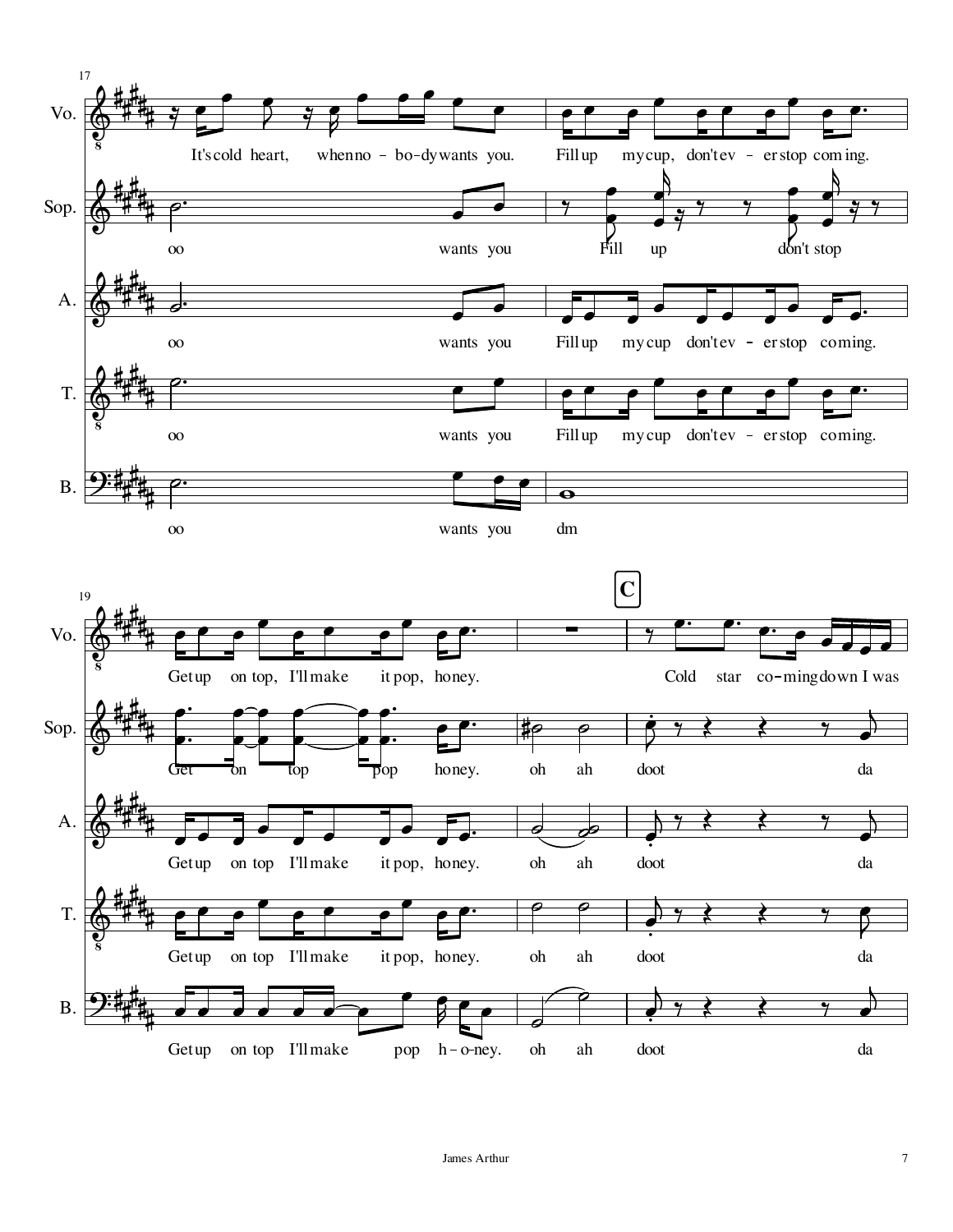17

**Vo.** It's cold heart, when no - bo - dy wants you. Fill up my cup, don't ev - er stop com ing.

**Sop.** oo wants you Fill up don't stop

**A.** oo wants you Fill up my cup don't ev - er stop coming.

**T.** oo wants you Fill up my cup don't ev - er stop coming.

**B.** oo wants you dm

19

**C**

**Vo.** Get up on top, I'll make it pop, honey. Cold star co - ming down I was

**Sop.** Get on top pop honey. oh ah doot da

**A.** Get up on top I'll make it pop, honey. oh ah doot da

**T.** Get up on top I'll make it pop, honey. oh ah doot da

**B.** Get up on top I'll make pop h - o - ney. oh ah doot da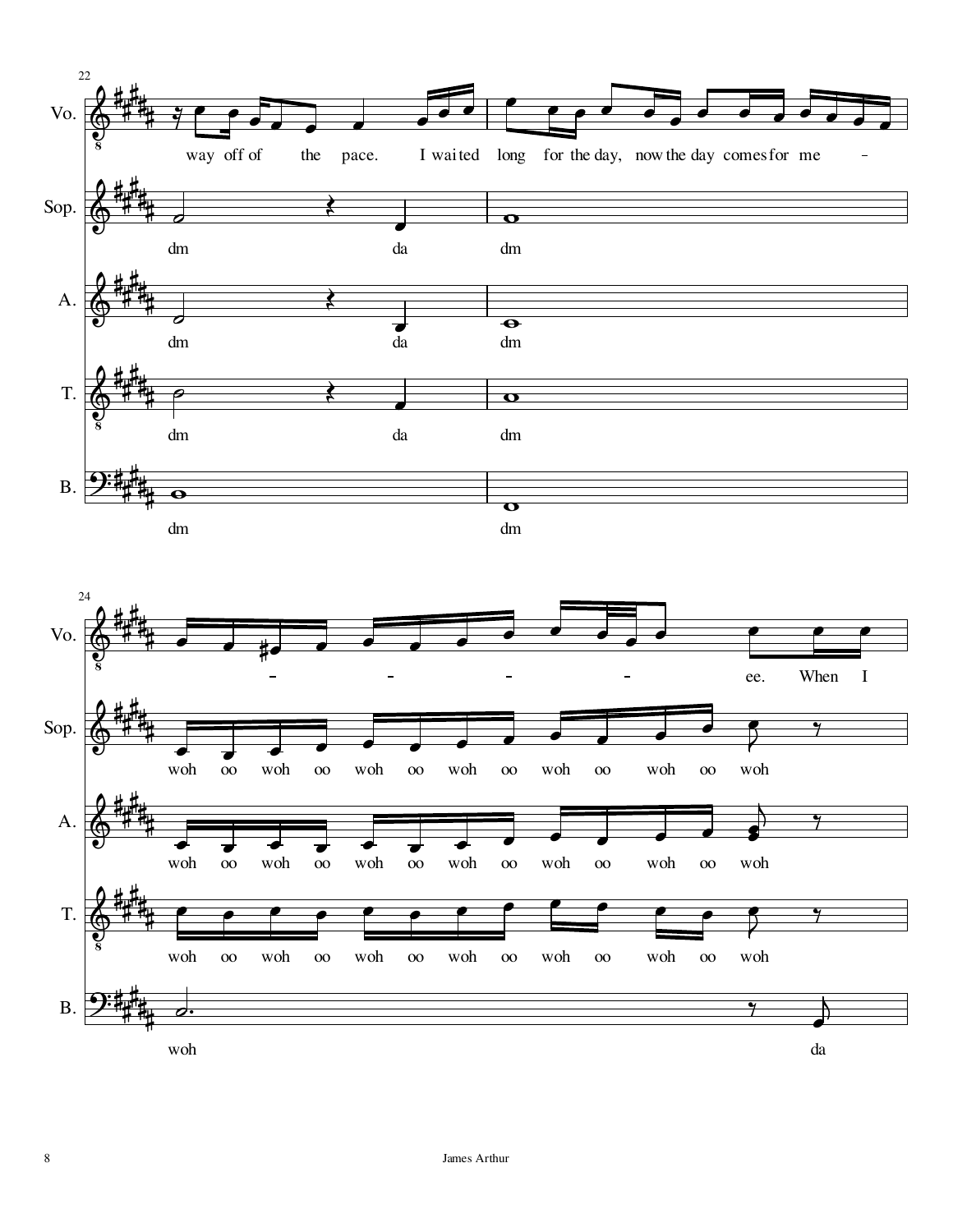22

Vo. way off of the pace. I waited long for the day, now the day comes for me - - - - - ee. When I

Sop. dm da dm woh oo woh oo woh oo woh oo woh oo woh oo woh

A. dm da dm woh oo woh oo woh oo woh oo woh oo woh oo woh

T. dm da dm woh oo woh oo woh oo woh oo woh oo woh oo woh

B. dm dm woh da

24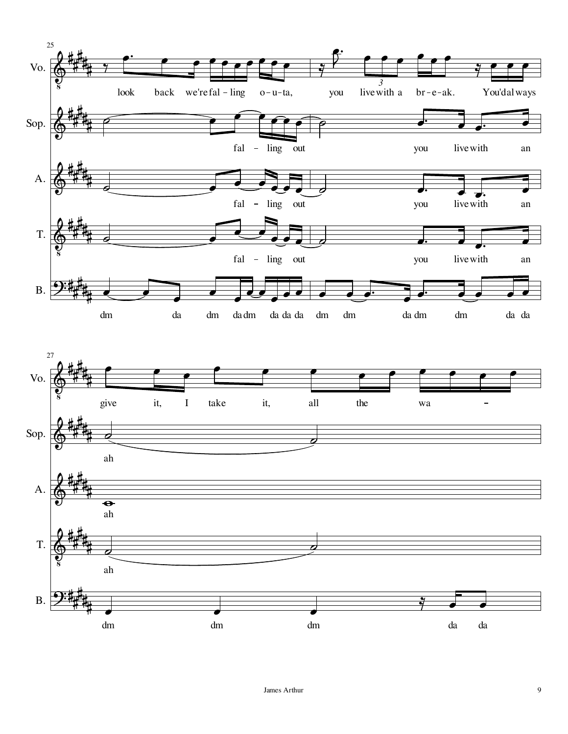25

Vo.: look back we're fal - ling o - u - ta, you live with a br - e - ak. You'd al ways

Sop.: fal - ling out you live with an

A.: fal - ling out you live with an

T.: fal - ling out you live with an

B.: dm da dm da dm da da da dm dm da dm dm da da

27

Vo.: give it, I take it, all the wa -

Sop.: ah

A.: ah

T.: ah

B.: dm dm dm da da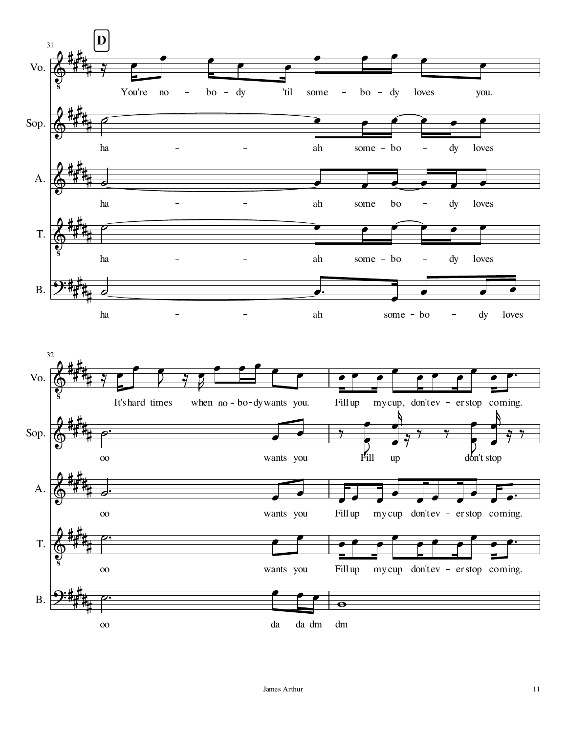**D**

Vo. You're no – bo – dy 'til some – bo – dy loves you.

Sop. ha – – ah some – bo – dy loves

A. ha – – ah some bo – dy loves

T. ha – – ah some – bo – dy loves

B. ha – – ah some – bo – dy loves

Vo. It's hard times when no – bo – dy wants you. Fill up my cup, don't ev – er stop coming.

Sop. oo wants you Fill up don't stop

A. oo wants you Fill up my cup don't ev – er stop coming.

T. oo wants you Fill up my cup don't ev – er stop coming.

B. oo da da dm dm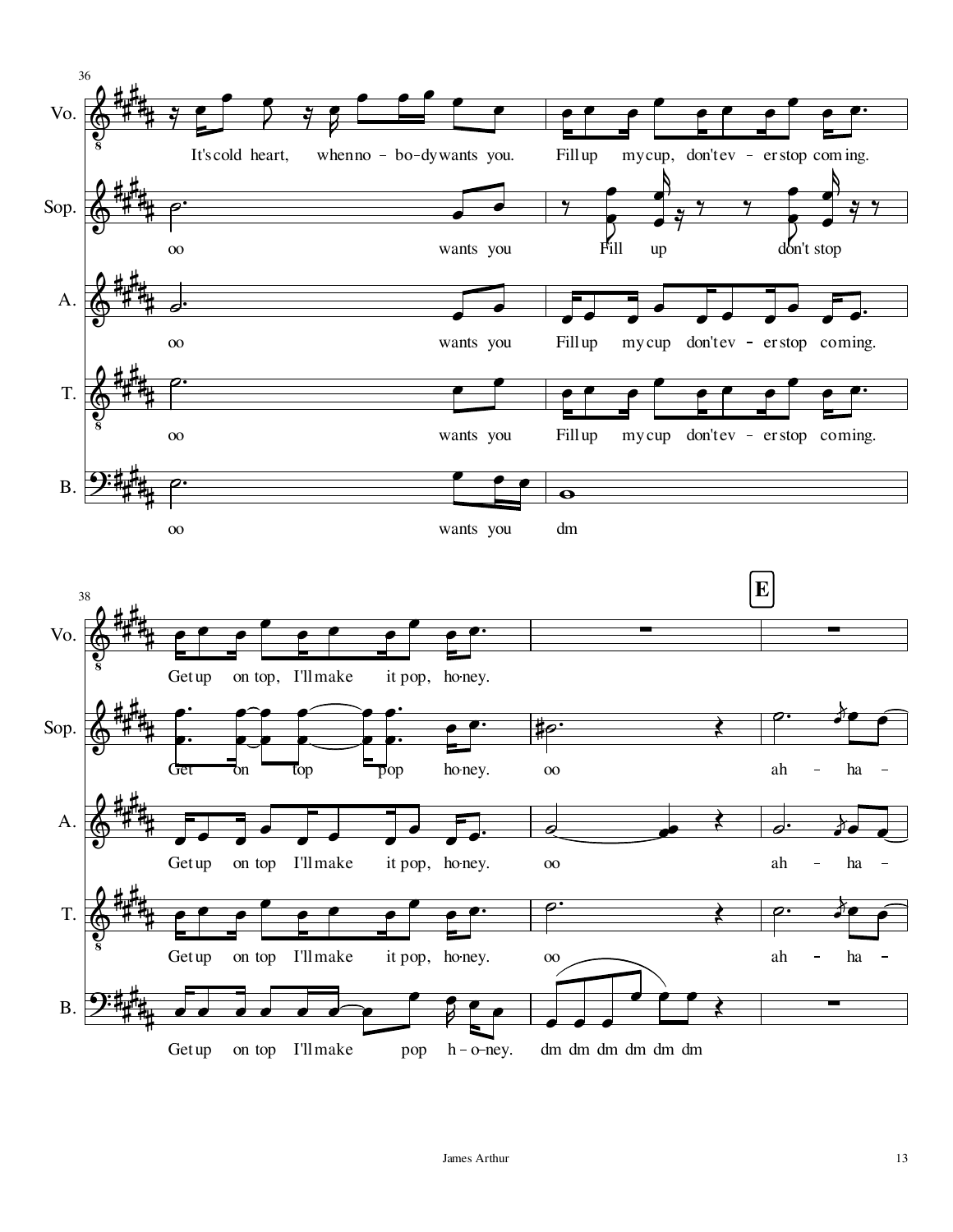36

Vo.

It's cold heart, when no - bo - dy wants you. Fill up my cup, don't ev - er stop com ing.

Sop.

oo wants you Fill up don't stop

A.

oo wants you Fill up my cup don't ev - er stop co ming.

T.

oo wants you Fill up my cup don't ev - er stop co ming.

B.

oo wants you dm

38

**E**

Vo.

Get up on top, I'll make it pop, ho-ney.

Sop.

Get on top pop ho-ney. oo ah - ha -

A.

Get up on top I'll make it pop, ho-ney. oo ah - ha -

T.

Get up on top I'll make it pop, ho-ney. oo ah - ha -

B.

Get up on top I'll make pop h - o-ney. dm dm dm dm dm dm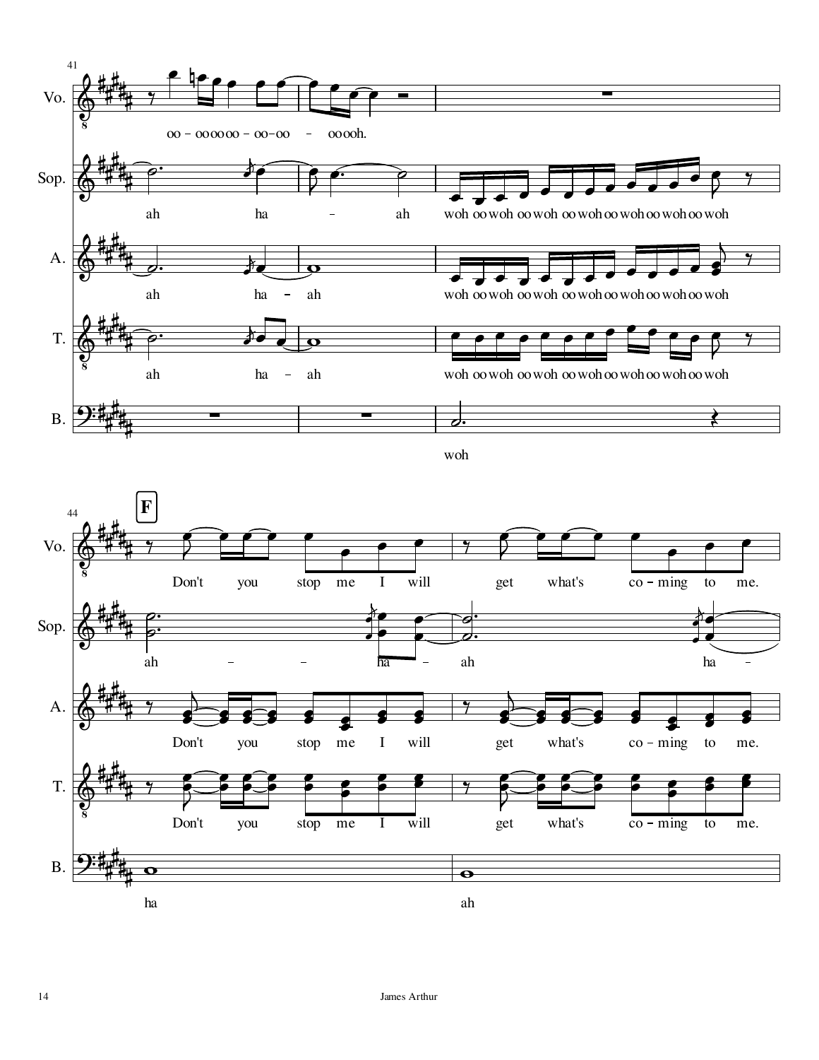41

Vo.

oo - oooooo - oo-oo - oooh.

Sop.

ah ha - ah

woh oo woh oo woh oo woh oo woh oo woh oo woh oo woh

A.

ah ha - ah

woh oo woh oo woh oo woh oo woh oo woh oo woh

T.

ah ha - ah

woh oo woh oo woh oo woh oo woh oo woh oo woh

B.

woh

44

**F**

Vo.

Don't you stop me I will get what's co - ming to me.

Sop.

ah - - ha - ah ha -

A.

Don't you stop me I will get what's co - ming to me.

T.

Don't you stop me I will get what's co - ming to me.

B.

ha ah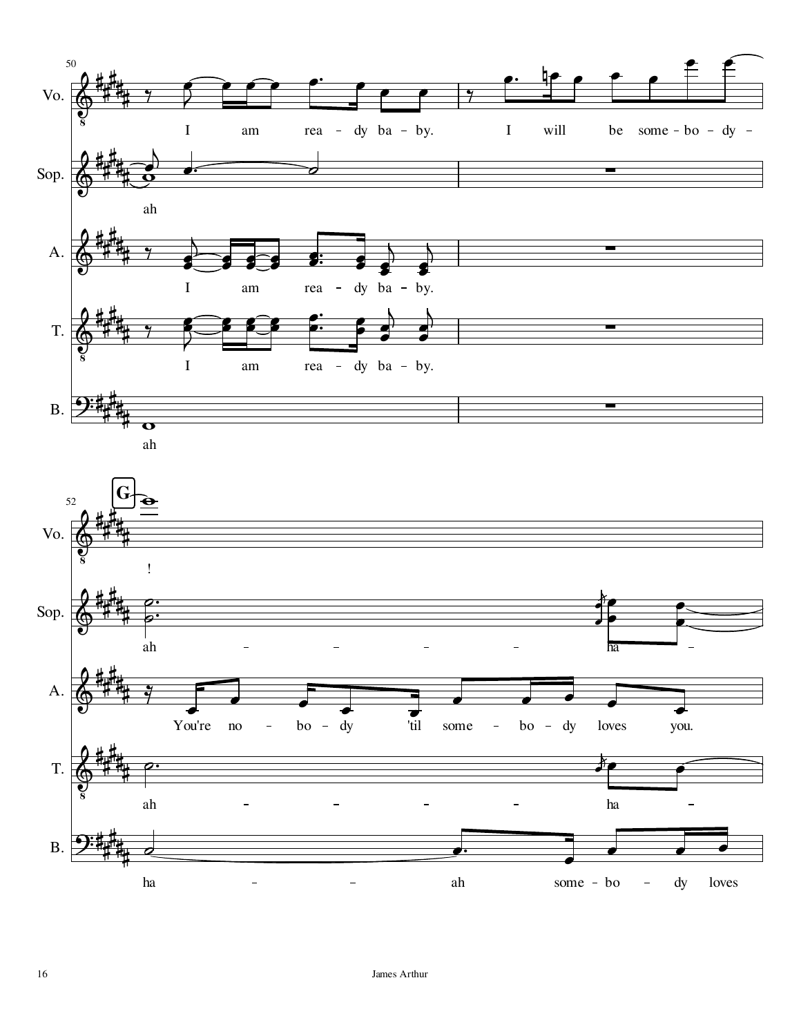50

Vo.

I am rea - dy ba - by. I will be some - bo - dy -

Sop.

ah

A.

I am rea - dy ba - by.

T.

I am rea - dy ba - by.

B.

ah

52

G

Vo.

!

Sop.

ah - - - - ha -

A.

You're no - bo - dy 'til some - bo - dy loves you.

T.

ah - - - - ha -

B.

ha - - ah some - bo - dy loves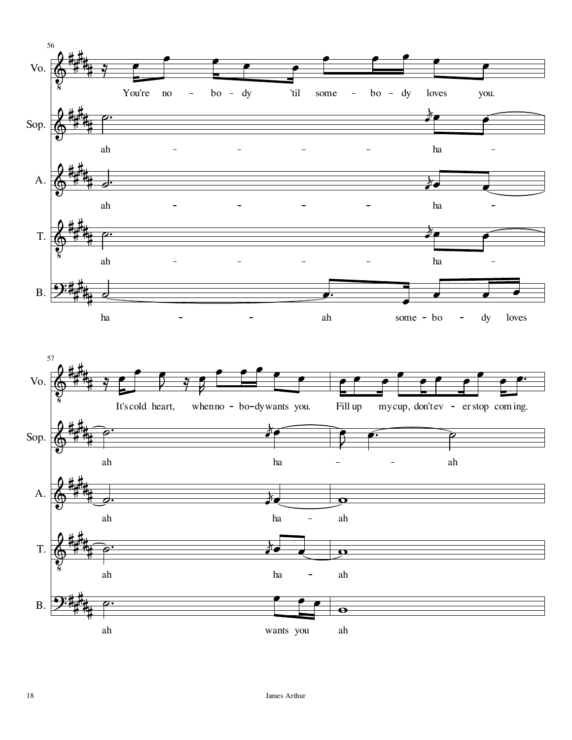56

Vo. You're no – bo – dy 'til some – bo – dy loves you.

Sop. ah – – – – – ha –

A. ah – – – – – ha –

T. ah – – – – – ha –

B. ha – – ah some - bo – dy loves

57

Vo. It's cold heart, when no – bo – dy wants you. Fill up my cup, don't ev – er stop com ing.

Sop. ah ha – – ah

A. ah ha – ah

T. ah ha – ah

B. ah wants you ah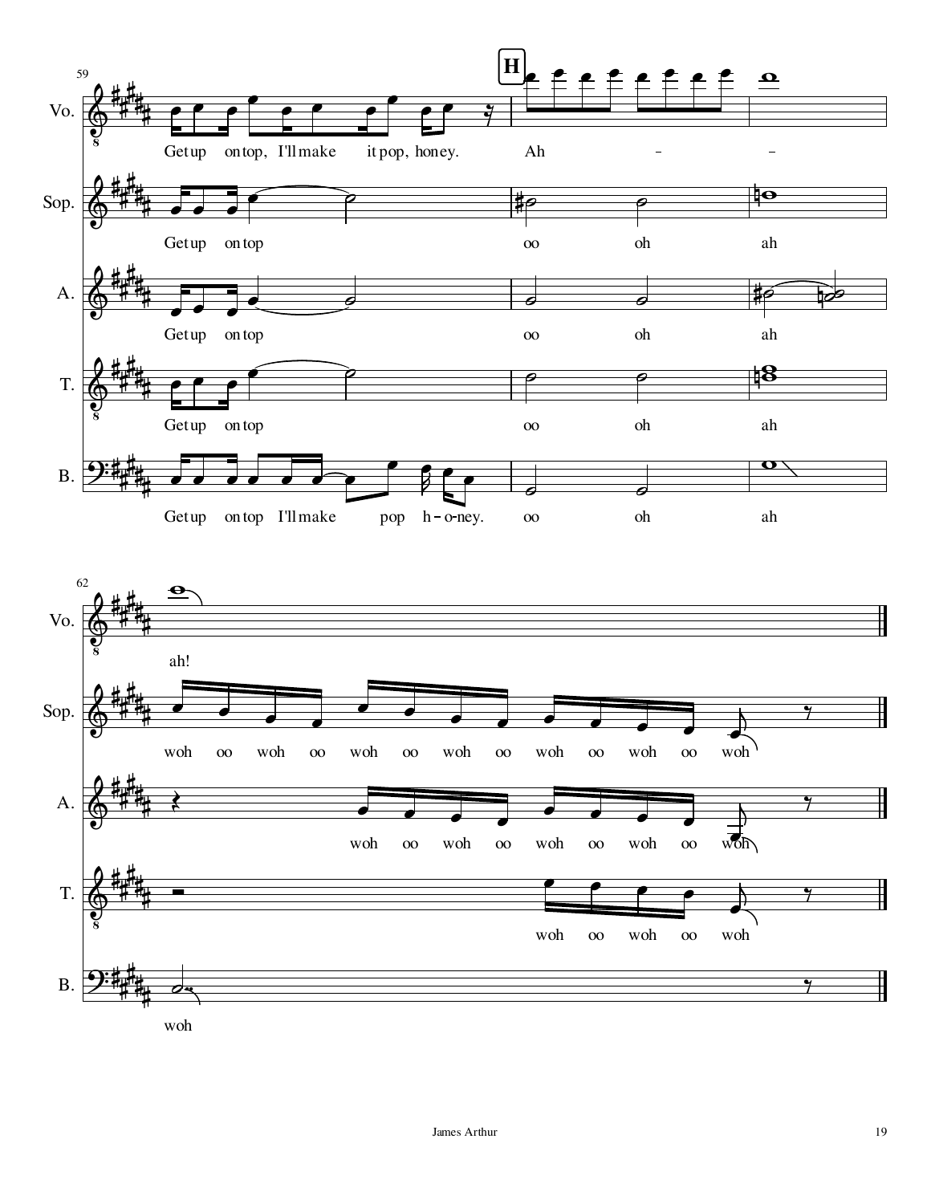59

**H**

Vo.
Get up on top, I'll make it pop, honey. Ah - -

Sop.
Get up on top oo oh ah

A.
Get up on top oo oh ah

T.
Get up on top oo oh ah

B.
Get up on top I'll make pop h - o - ney. oo oh ah

62

Vo.
ah!

Sop.
woh oo woh oo woh oo woh oo woh oo woh oo woh

A.
woh oo woh oo woh oo woh oo woh

T.
woh oo woh oo woh

B.
woh